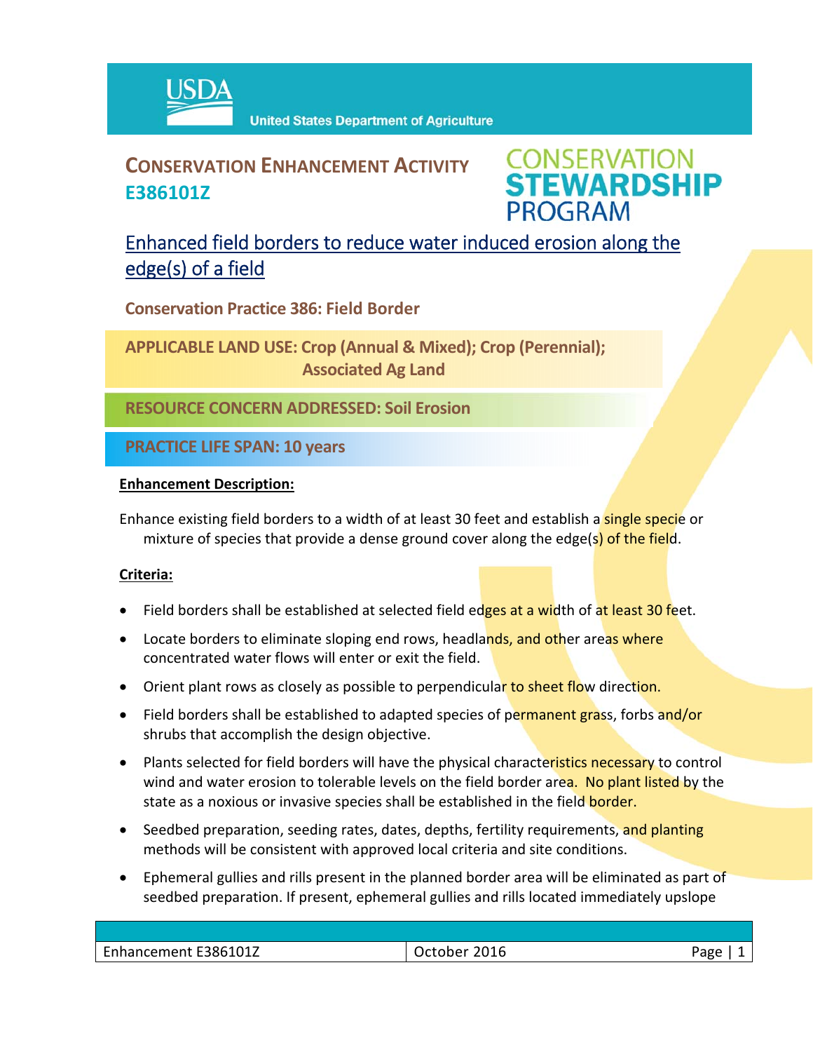USDA United States Department of Agriculture

# CONSERVATION ENHANCEMENT ACTIVITY E386101Z

CONSERVATION STEWARDSHIP PROGRAM

## Enhanced field borders to reduce water induced erosion along the edge(s) of a field

**Conservation Practice 386: Field Border**

**APPLICABLE LAND USE: Crop (Annual & Mixed); Crop (Perennial); Associated Ag Land**

**RESOURCE CONCERN ADDRESSED: Soil Erosion**

**PRACTICE LIFE SPAN: 10 years**

**Enhancement Description:**

Enhance existing field borders to a width of at least 30 feet and establish a single specie or mixture of species that provide a dense ground cover along the edge(s) of the field.

**Criteria:**

- Field borders shall be established at selected field edges at a width of at least 30 feet.
- Locate borders to eliminate sloping end rows, headlands, and other areas where concentrated water flows will enter or exit the field.
- Orient plant rows as closely as possible to perpendicular to sheet flow direction.
- Field borders shall be established to adapted species of permanent grass, forbs and/or shrubs that accomplish the design objective.
- Plants selected for field borders will have the physical characteristics necessary to control wind and water erosion to tolerable levels on the field border area. No plant listed by the state as a noxious or invasive species shall be established in the field border.
- Seedbed preparation, seeding rates, dates, depths, fertility requirements, and planting methods will be consistent with approved local criteria and site conditions.
- Ephemeral gullies and rills present in the planned border area will be eliminated as part of seedbed preparation. If present, ephemeral gullies and rills located immediately upslope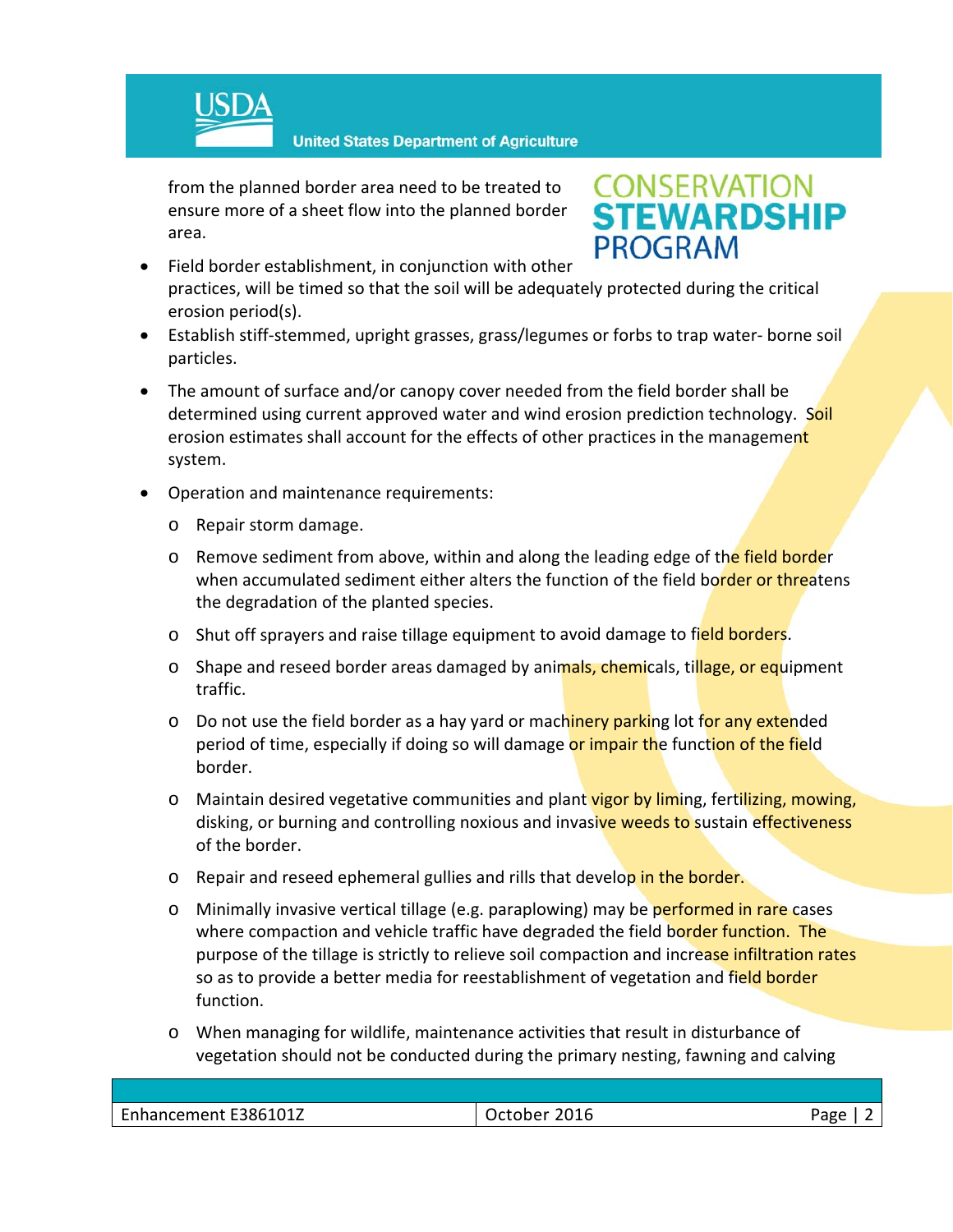from the planned border area need to be treated to ensure more of a sheet flow into the planned border area.

- Field border establishment, in conjunction with other practices, will be timed so that the soil will be adequately protected during the critical erosion period(s).
- Establish stiff-stemmed, upright grasses, grass/legumes or forbs to trap water- borne soil particles.
- The amount of surface and/or canopy cover needed from the field border shall be determined using current approved water and wind erosion prediction technology. Soil erosion estimates shall account for the effects of other practices in the management system.
- Operation and maintenance requirements:
  - Repair storm damage.
  - Remove sediment from above, within and along the leading edge of the field border when accumulated sediment either alters the function of the field border or threatens the degradation of the planted species.
  - Shut off sprayers and raise tillage equipment to avoid damage to field borders.
  - Shape and reseed border areas damaged by animals, chemicals, tillage, or equipment traffic.
  - Do not use the field border as a hay yard or machinery parking lot for any extended period of time, especially if doing so will damage or impair the function of the field border.
  - Maintain desired vegetative communities and plant vigor by liming, fertilizing, mowing, disking, or burning and controlling noxious and invasive weeds to sustain effectiveness of the border.
  - Repair and reseed ephemeral gullies and rills that develop in the border.
  - Minimally invasive vertical tillage (e.g. paraplowing) may be performed in rare cases where compaction and vehicle traffic have degraded the field border function. The purpose of the tillage is strictly to relieve soil compaction and increase infiltration rates so as to provide a better media for reestablishment of vegetation and field border function.
  - When managing for wildlife, maintenance activities that result in disturbance of vegetation should not be conducted during the primary nesting, fawning and calving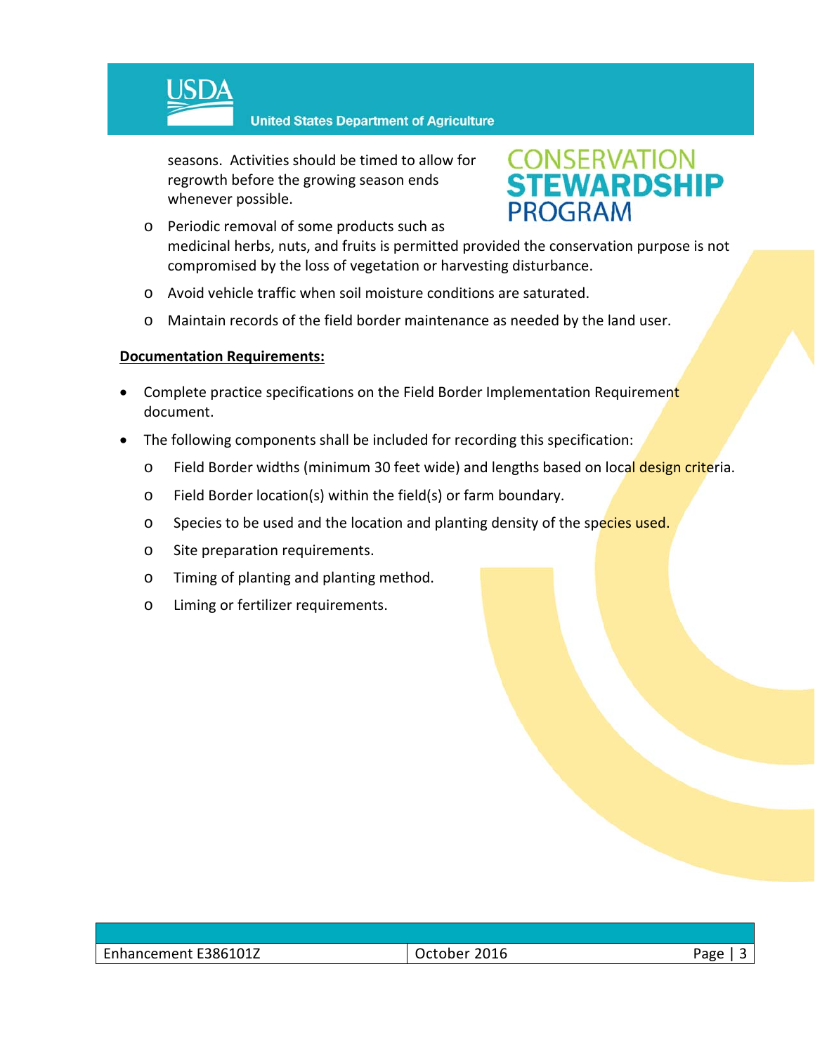seasons. Activities should be timed to allow for regrowth before the growing season ends whenever possible.

- Periodic removal of some products such as medicinal herbs, nuts, and fruits is permitted provided the conservation purpose is not compromised by the loss of vegetation or harvesting disturbance.
- Avoid vehicle traffic when soil moisture conditions are saturated.
- Maintain records of the field border maintenance as needed by the land user.

**Documentation Requirements:**

- Complete practice specifications on the Field Border Implementation Requirement document.
- The following components shall be included for recording this specification:
  - Field Border widths (minimum 30 feet wide) and lengths based on local design criteria.
  - Field Border location(s) within the field(s) or farm boundary.
  - Species to be used and the location and planting density of the species used.
  - Site preparation requirements.
  - Timing of planting and planting method.
  - Liming or fertilizer requirements.